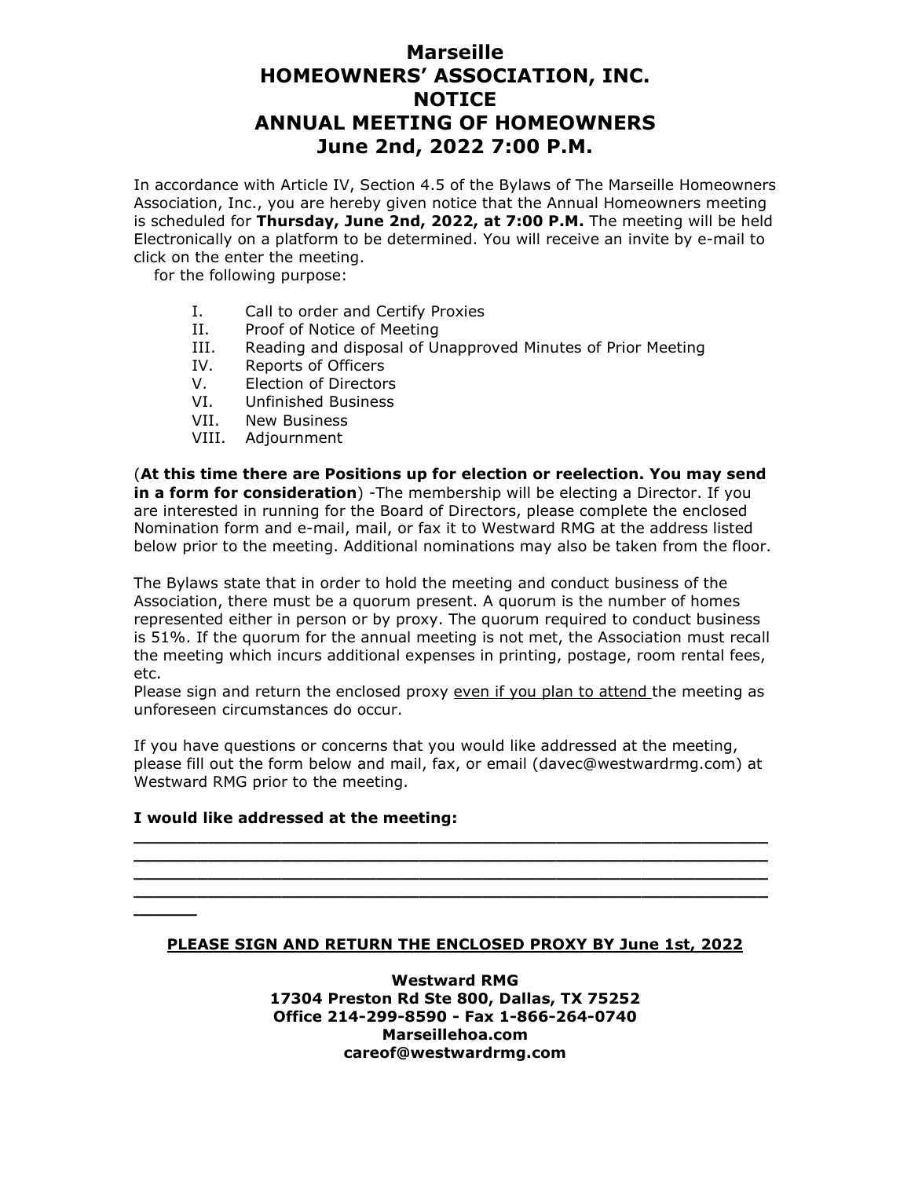# Marseille
# HOMEOWNERS' ASSOCIATION, INC.
# NOTICE
# ANNUAL MEETING OF HOMEOWNERS
# June 2nd, 2022 7:00 P.M.

In accordance with Article IV, Section 4.5 of the Bylaws of The Marseille Homeowners Association, Inc., you are hereby given notice that the Annual Homeowners meeting is scheduled for **Thursday, June 2nd, 2022, at 7:00 P.M.** The meeting will be held Electronically on a platform to be determined. You will receive an invite by e-mail to click on the enter the meeting.
for the following purpose:

- I. Call to order and Certify Proxies
- II. Proof of Notice of Meeting
- III. Reading and disposal of Unapproved Minutes of Prior Meeting
- IV. Reports of Officers
- V. Election of Directors
- VI. Unfinished Business
- VII. New Business
- VIII. Adjournment

(**At this time there are Positions up for election or reelection. You may send in a form for consideration**) -The membership will be electing a Director. If you are interested in running for the Board of Directors, please complete the enclosed Nomination form and e-mail, mail, or fax it to Westward RMG at the address listed below prior to the meeting. Additional nominations may also be taken from the floor.

The Bylaws state that in order to hold the meeting and conduct business of the Association, there must be a quorum present. A quorum is the number of homes represented either in person or by proxy. The quorum required to conduct business is 51%. If the quorum for the annual meeting is not met, the Association must recall the meeting which incurs additional expenses in printing, postage, room rental fees, etc.
Please sign and return the enclosed proxy <u>even if you plan to attend</u> the meeting as unforeseen circumstances do occur.

If you have questions or concerns that you would like addressed at the meeting, please fill out the form below and mail, fax, or email (davec@westwardrmg.com) at Westward RMG prior to the meeting.

**I would like addressed at the meeting:**

\_\_\_\_\_\_\_\_\_\_\_\_\_\_\_\_\_\_\_\_\_\_\_\_\_\_\_\_\_\_\_\_\_\_\_\_\_\_\_\_\_\_\_\_\_\_\_\_\_\_\_\_\_\_\_\_\_\_\_\_\_\_\_\_

\_\_\_\_\_\_\_\_\_\_\_\_\_\_\_\_\_\_\_\_\_\_\_\_\_\_\_\_\_\_\_\_\_\_\_\_\_\_\_\_\_\_\_\_\_\_\_\_\_\_\_\_\_\_\_\_\_\_\_\_\_\_\_\_

\_\_\_\_\_\_\_\_\_\_\_\_\_\_\_\_\_\_\_\_\_\_\_\_\_\_\_\_\_\_\_\_\_\_\_\_\_\_\_\_\_\_\_\_\_\_\_\_\_\_\_\_\_\_\_\_\_\_\_\_\_\_\_\_

\_\_\_\_\_\_\_\_\_\_\_\_\_\_\_\_\_\_\_\_\_\_\_\_\_\_\_\_\_\_\_\_\_\_\_\_\_\_\_\_\_\_\_\_\_\_\_\_\_\_\_\_\_\_\_\_\_\_\_\_\_\_\_\_

\_\_\_\_\_\_

**<u>PLEASE SIGN AND RETURN THE ENCLOSED PROXY BY June 1st, 2022</u>**

**Westward RMG**
**17304 Preston Rd Ste 800, Dallas, TX 75252**
**Office 214-299-8590 - Fax 1-866-264-0740**
**Marseillehoa.com**
**careof@westwardrmg.com**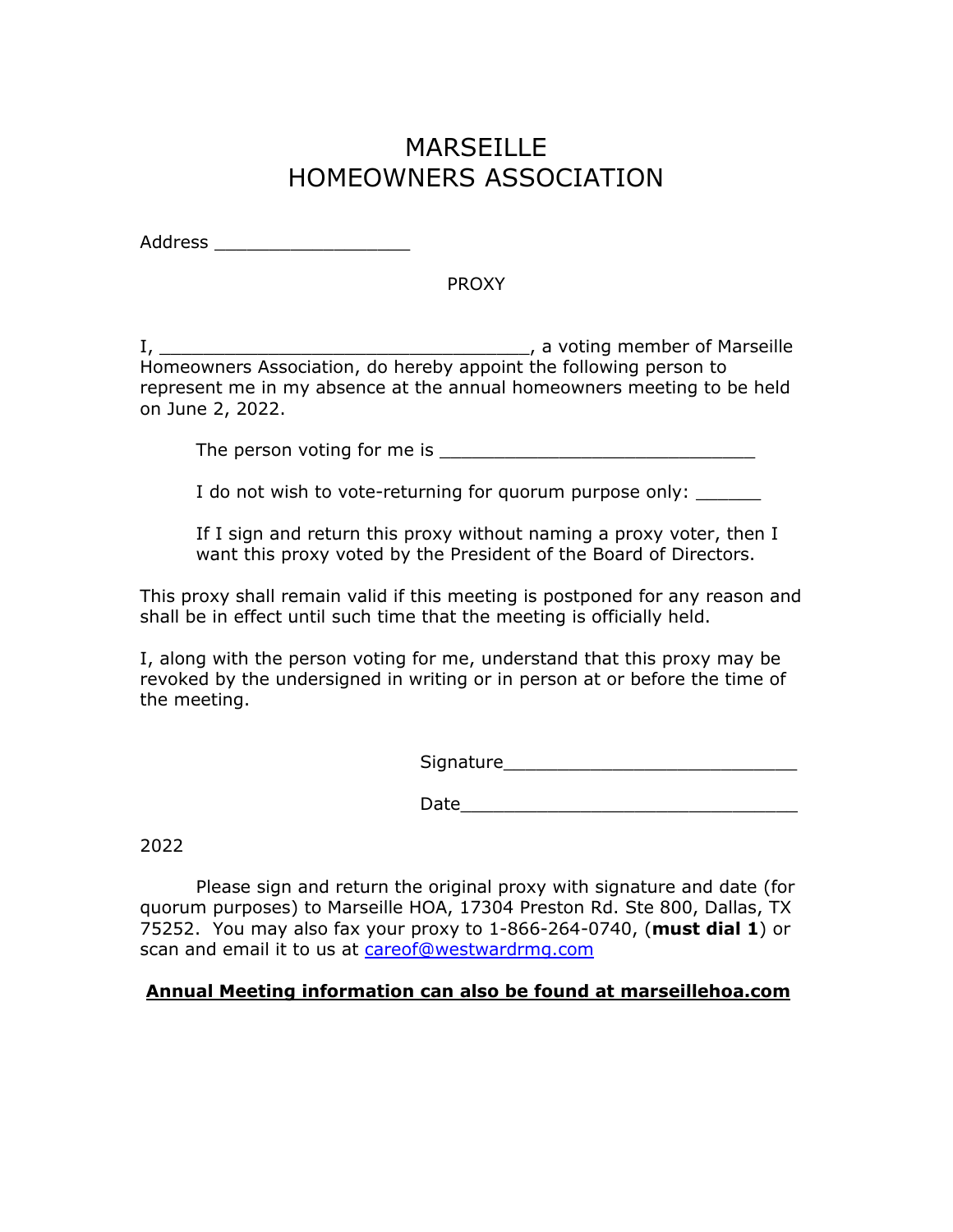# MARSEILLE
# HOMEOWNERS ASSOCIATION

Address ___________________

PROXY

I, ___________________________________, a voting member of Marseille Homeowners Association, do hereby appoint the following person to represent me in my absence at the annual homeowners meeting to be held on June 2, 2022.

The person voting for me is ______________________________

I do not wish to vote-returning for quorum purpose only: ______

If I sign and return this proxy without naming a proxy voter, then I want this proxy voted by the President of the Board of Directors.

This proxy shall remain valid if this meeting is postponed for any reason and shall be in effect until such time that the meeting is officially held.

I, along with the person voting for me, understand that this proxy may be revoked by the undersigned in writing or in person at or before the time of the meeting.

Signature____________________________

Date________________________________

2022

Please sign and return the original proxy with signature and date (for quorum purposes) to Marseille HOA, 17304 Preston Rd. Ste 800, Dallas, TX 75252. You may also fax your proxy to 1-866-264-0740, (**must dial 1**) or scan and email it to us at careof@westwardrmg.com

**Annual Meeting information can also be found at marseillehoa.com**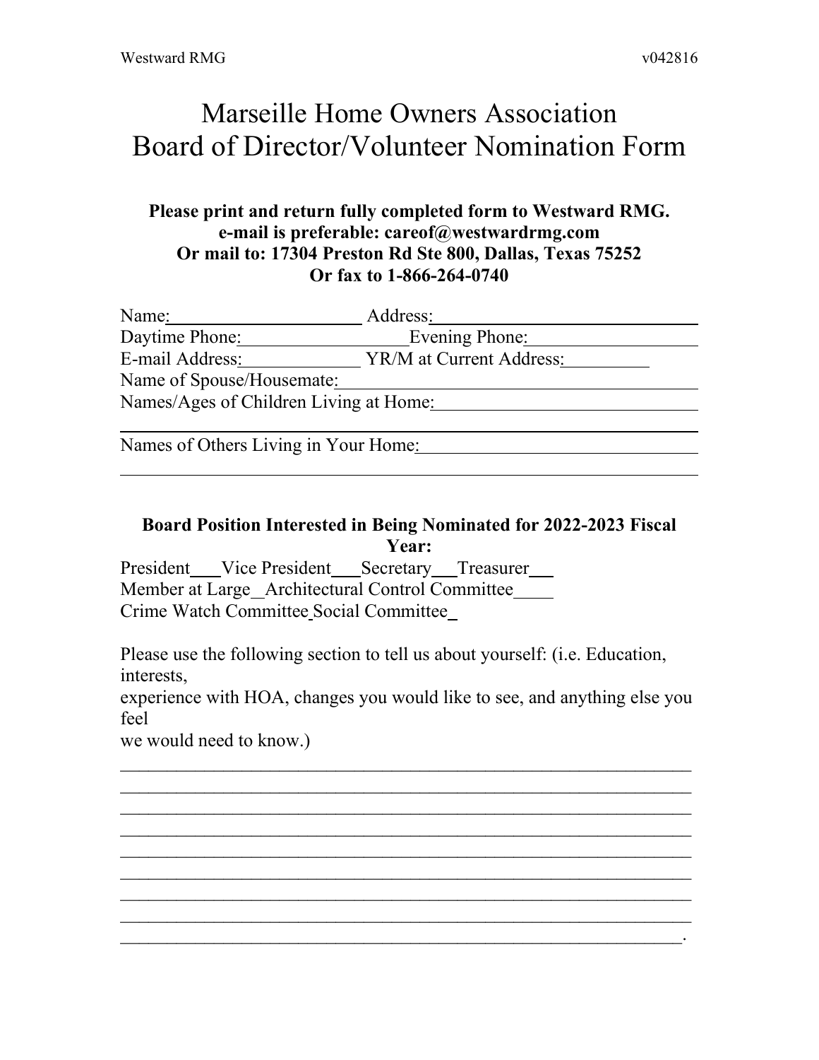# Marseille Home Owners Association
# Board of Director/Volunteer Nomination Form

**Please print and return fully completed form to Westward RMG.**
**e-mail is preferable: careof@westwardrmg.com**
**Or mail to: 17304 Preston Rd Ste 800, Dallas, Texas 75252**
**Or fax to 1-866-264-0740**

Name:______________________ Address:______________________________

Daytime Phone:__________________Evening Phone:__________________

E-mail Address:_____________ YR/M at Current Address:_________

Name of Spouse/Housemate:_________________________________________

Names/Ages of Children Living at Home:_____________________________

__________________________________________________________________

Names of Others Living in Your Home:_______________________________

__________________________________________________________________

**Board Position Interested in Being Nominated for 2022-2023 Fiscal Year:**

President___Vice President___Secretary___Treasurer___
Member at Large_Architectural Control Committee____
Crime Watch Committee_Social Committee_

Please use the following section to tell us about yourself: (i.e. Education, interests,
experience with HOA, changes you would like to see, and anything else you feel
we would need to know.)

_______________________________________________________________
_______________________________________________________________
_______________________________________________________________
_______________________________________________________________
_______________________________________________________________
_______________________________________________________________
_______________________________________________________________
_______________________________________________________________
______________________________________________________________.